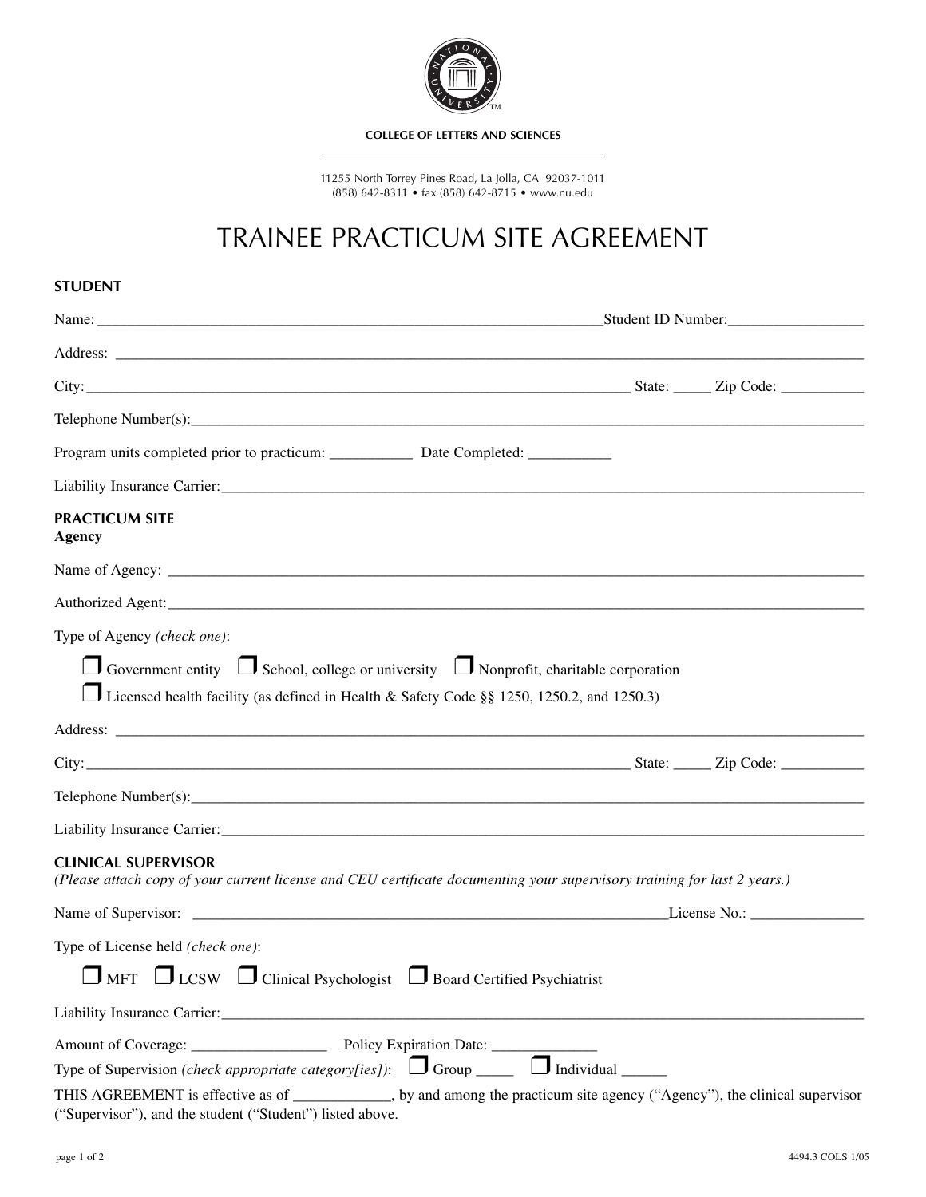COLLEGE OF LETTERS AND SCIENCES

11255 North Torrey Pines Road, La Jolla, CA 92037-1011
(858) 642-8311 • fax (858) 642-8715 • www.nu.edu

# TRAINEE PRACTICUM SITE AGREEMENT

## STUDENT

Name: ______________________________________________________________________Student ID Number:__________________

Address: _____________________________________________________________________________________________

City:___________________________________________________________________________ State: _____ Zip Code: ___________

Telephone Number(s):_______________________________________________________________________________________

Program units completed prior to practicum: ___________ Date Completed: ___________

Liability Insurance Carrier:____________________________________________________________________________________

## PRACTICUM SITE

**Agency**

Name of Agency: ____________________________________________________________________________________________

Authorized Agent:___________________________________________________________________________________________

Type of Agency *(check one)*:

❐ Government entity ❐ School, college or university ❐ Nonprofit, charitable corporation

❐ Licensed health facility (as defined in Health & Safety Code §§ 1250, 1250.2, and 1250.3)

Address: _____________________________________________________________________________________________

City:___________________________________________________________________________ State: _____ Zip Code: ___________

Telephone Number(s):_______________________________________________________________________________________

Liability Insurance Carrier:____________________________________________________________________________________

## CLINICAL SUPERVISOR

*(Please attach copy of your current license and CEU certificate documenting your supervisory training for last 2 years.)*

Name of Supervisor: _________________________________________________________________License No.: _______________

Type of License held *(check one)*:

❐ MFT ❐ LCSW ❐ Clinical Psychologist ❐ Board Certified Psychiatrist

Liability Insurance Carrier:____________________________________________________________________________________

Amount of Coverage: __________________ Policy Expiration Date: ______________

Type of Supervision *(check appropriate category[ies])*: ❐ Group _____ ❐ Individual ______

THIS AGREEMENT is effective as of _____________, by and among the practicum site agency ("Agency"), the clinical supervisor ("Supervisor"), and the student ("Student") listed above.

4494.3 COLS 1/05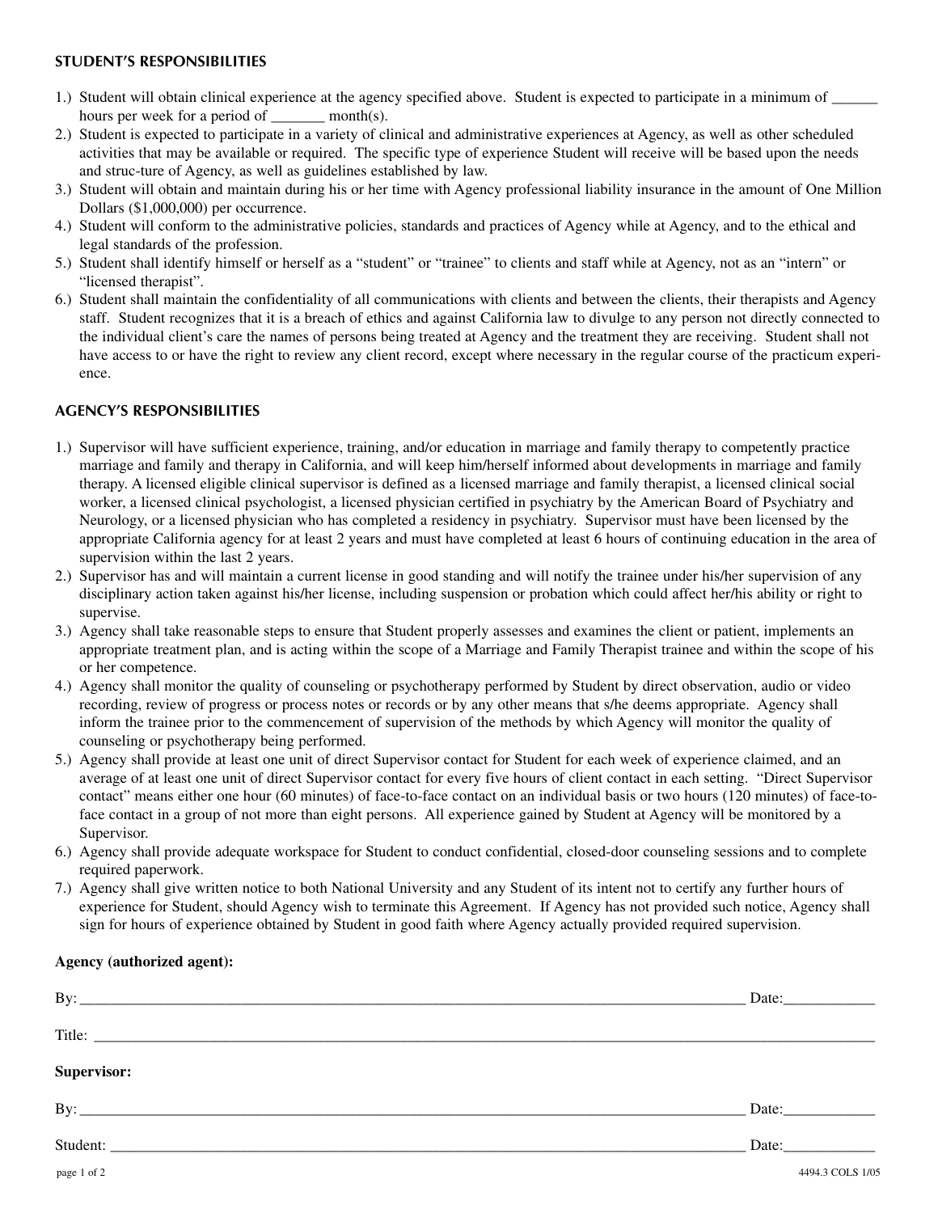### STUDENT'S RESPONSIBILITIES

1.) Student will obtain clinical experience at the agency specified above. Student is expected to participate in a minimum of ______ hours per week for a period of _______ month(s).
2.) Student is expected to participate in a variety of clinical and administrative experiences at Agency, as well as other scheduled activities that may be available or required. The specific type of experience Student will receive will be based upon the needs and struc-ture of Agency, as well as guidelines established by law.
3.) Student will obtain and maintain during his or her time with Agency professional liability insurance in the amount of One Million Dollars ($1,000,000) per occurrence.
4.) Student will conform to the administrative policies, standards and practices of Agency while at Agency, and to the ethical and legal standards of the profession.
5.) Student shall identify himself or herself as a "student" or "trainee" to clients and staff while at Agency, not as an "intern" or "licensed therapist".
6.) Student shall maintain the confidentiality of all communications with clients and between the clients, their therapists and Agency staff. Student recognizes that it is a breach of ethics and against California law to divulge to any person not directly connected to the individual client's care the names of persons being treated at Agency and the treatment they are receiving. Student shall not have access to or have the right to review any client record, except where necessary in the regular course of the practicum experience.

### AGENCY'S RESPONSIBILITIES

1.) Supervisor will have sufficient experience, training, and/or education in marriage and family therapy to competently practice marriage and family and therapy in California, and will keep him/herself informed about developments in marriage and family therapy. A licensed eligible clinical supervisor is defined as a licensed marriage and family therapist, a licensed clinical social worker, a licensed clinical psychologist, a licensed physician certified in psychiatry by the American Board of Psychiatry and Neurology, or a licensed physician who has completed a residency in psychiatry. Supervisor must have been licensed by the appropriate California agency for at least 2 years and must have completed at least 6 hours of continuing education in the area of supervision within the last 2 years.
2.) Supervisor has and will maintain a current license in good standing and will notify the trainee under his/her supervision of any disciplinary action taken against his/her license, including suspension or probation which could affect her/his ability or right to supervise.
3.) Agency shall take reasonable steps to ensure that Student properly assesses and examines the client or patient, implements an appropriate treatment plan, and is acting within the scope of a Marriage and Family Therapist trainee and within the scope of his or her competence.
4.) Agency shall monitor the quality of counseling or psychotherapy performed by Student by direct observation, audio or video recording, review of progress or process notes or records or by any other means that s/he deems appropriate. Agency shall inform the trainee prior to the commencement of supervision of the methods by which Agency will monitor the quality of counseling or psychotherapy being performed.
5.) Agency shall provide at least one unit of direct Supervisor contact for Student for each week of experience claimed, and an average of at least one unit of direct Supervisor contact for every five hours of client contact in each setting. "Direct Supervisor contact" means either one hour (60 minutes) of face-to-face contact on an individual basis or two hours (120 minutes) of face-to-face contact in a group of not more than eight persons. All experience gained by Student at Agency will be monitored by a Supervisor.
6.) Agency shall provide adequate workspace for Student to conduct confidential, closed-door counseling sessions and to complete required paperwork.
7.) Agency shall give written notice to both National University and any Student of its intent not to certify any further hours of experience for Student, should Agency wish to terminate this Agreement. If Agency has not provided such notice, Agency shall sign for hours of experience obtained by Student in good faith where Agency actually provided required supervision.

**Agency (authorized agent):**

By: ____________________________________________ Date:____________

Title: ____________________________________________

**Supervisor:**

By: ____________________________________________ Date:____________

Student: ____________________________________________ Date:____________

4494.3 COLS 1/05